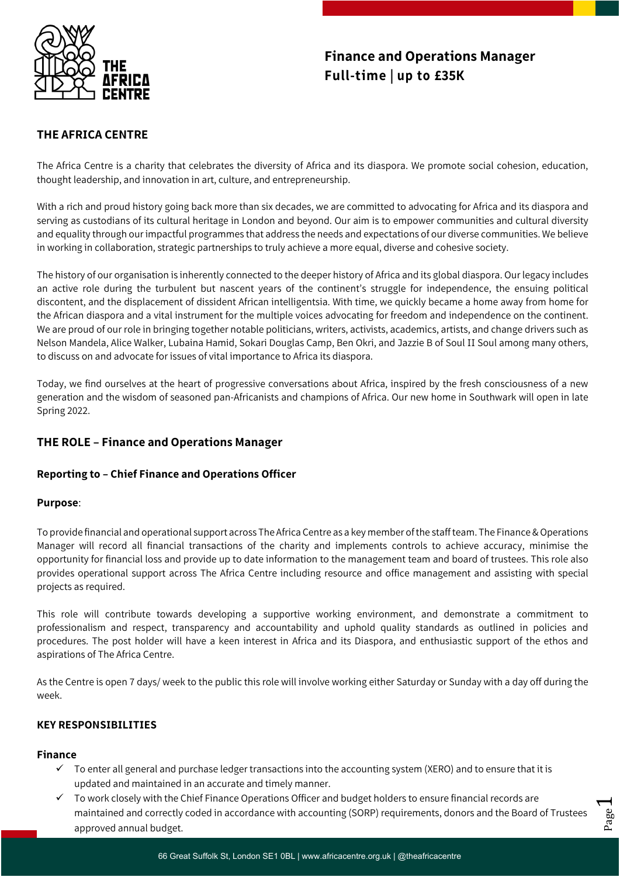# Finance and Operations Manager
## Full-time | up to £35K

## THE AFRICA CENTRE

The Africa Centre is a charity that celebrates the diversity of Africa and its diaspora. We promote social cohesion, education, thought leadership, and innovation in art, culture, and entrepreneurship.

With a rich and proud history going back more than six decades, we are committed to advocating for Africa and its diaspora and serving as custodians of its cultural heritage in London and beyond. Our aim is to empower communities and cultural diversity and equality through our impactful programmes that address the needs and expectations of our diverse communities. We believe in working in collaboration, strategic partnerships to truly achieve a more equal, diverse and cohesive society.

The history of our organisation is inherently connected to the deeper history of Africa and its global diaspora. Our legacy includes an active role during the turbulent but nascent years of the continent's struggle for independence, the ensuing political discontent, and the displacement of dissident African intelligentsia. With time, we quickly became a home away from home for the African diaspora and a vital instrument for the multiple voices advocating for freedom and independence on the continent. We are proud of our role in bringing together notable politicians, writers, activists, academics, artists, and change drivers such as Nelson Mandela, Alice Walker, Lubaina Hamid, Sokari Douglas Camp, Ben Okri, and Jazzie B of Soul II Soul among many others, to discuss on and advocate for issues of vital importance to Africa its diaspora.

Today, we find ourselves at the heart of progressive conversations about Africa, inspired by the fresh consciousness of a new generation and the wisdom of seasoned pan-Africanists and champions of Africa. Our new home in Southwark will open in late Spring 2022.

## THE ROLE – Finance and Operations Manager

### Reporting to – Chief Finance and Operations Officer

**Purpose**:

To provide financial and operational support across The Africa Centre as a key member of the staff team. The Finance & Operations Manager will record all financial transactions of the charity and implements controls to achieve accuracy, minimise the opportunity for financial loss and provide up to date information to the management team and board of trustees. This role also provides operational support across The Africa Centre including resource and office management and assisting with special projects as required.

This role will contribute towards developing a supportive working environment, and demonstrate a commitment to professionalism and respect, transparency and accountability and uphold quality standards as outlined in policies and procedures. The post holder will have a keen interest in Africa and its Diaspora, and enthusiastic support of the ethos and aspirations of The Africa Centre.

As the Centre is open 7 days/ week to the public this role will involve working either Saturday or Sunday with a day off during the week.

### KEY RESPONSIBILITIES

**Finance**

- ✓ To enter all general and purchase ledger transactions into the accounting system (XERO) and to ensure that it is updated and maintained in an accurate and timely manner.
- ✓ To work closely with the Chief Finance Operations Officer and budget holders to ensure financial records are maintained and correctly coded in accordance with accounting (SORP) requirements, donors and the Board of Trustees approved annual budget.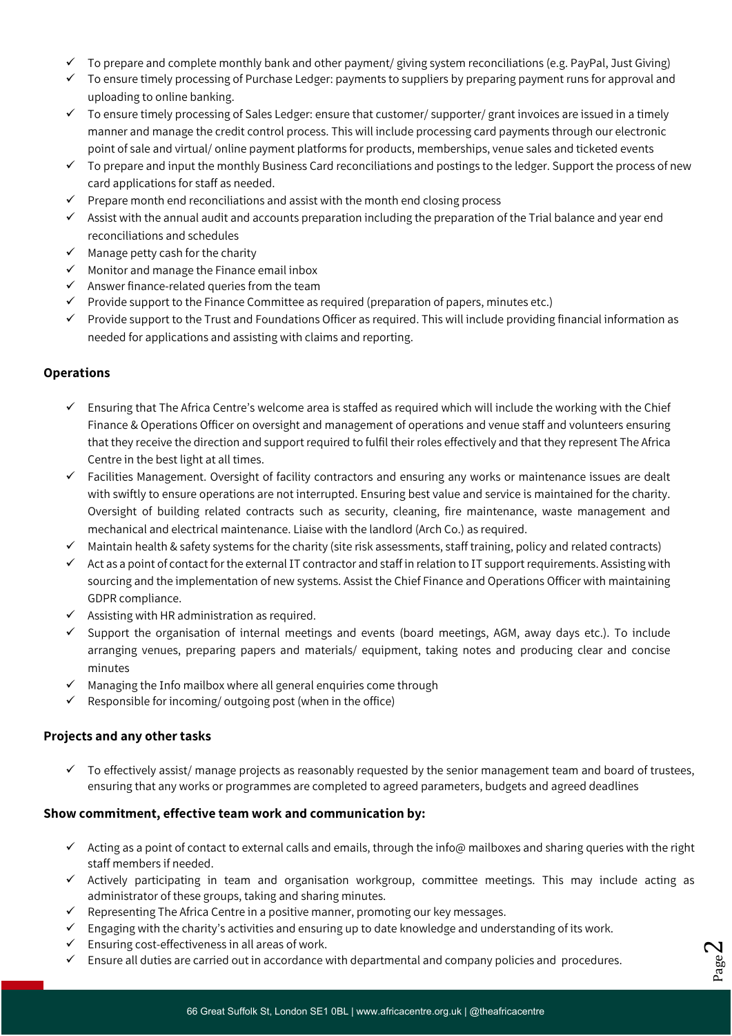- To prepare and complete monthly bank and other payment/ giving system reconciliations (e.g. PayPal, Just Giving)
- To ensure timely processing of Purchase Ledger: payments to suppliers by preparing payment runs for approval and uploading to online banking.
- To ensure timely processing of Sales Ledger: ensure that customer/ supporter/ grant invoices are issued in a timely manner and manage the credit control process. This will include processing card payments through our electronic point of sale and virtual/ online payment platforms for products, memberships, venue sales and ticketed events
- To prepare and input the monthly Business Card reconciliations and postings to the ledger. Support the process of new card applications for staff as needed.
- Prepare month end reconciliations and assist with the month end closing process
- Assist with the annual audit and accounts preparation including the preparation of the Trial balance and year end reconciliations and schedules
- Manage petty cash for the charity
- Monitor and manage the Finance email inbox
- Answer finance-related queries from the team
- Provide support to the Finance Committee as required (preparation of papers, minutes etc.)
- Provide support to the Trust and Foundations Officer as required. This will include providing financial information as needed for applications and assisting with claims and reporting.

**Operations**

- Ensuring that The Africa Centre's welcome area is staffed as required which will include the working with the Chief Finance & Operations Officer on oversight and management of operations and venue staff and volunteers ensuring that they receive the direction and support required to fulfil their roles effectively and that they represent The Africa Centre in the best light at all times.
- Facilities Management. Oversight of facility contractors and ensuring any works or maintenance issues are dealt with swiftly to ensure operations are not interrupted. Ensuring best value and service is maintained for the charity. Oversight of building related contracts such as security, cleaning, fire maintenance, waste management and mechanical and electrical maintenance. Liaise with the landlord (Arch Co.) as required.
- Maintain health & safety systems for the charity (site risk assessments, staff training, policy and related contracts)
- Act as a point of contact for the external IT contractor and staff in relation to IT support requirements. Assisting with sourcing and the implementation of new systems. Assist the Chief Finance and Operations Officer with maintaining GDPR compliance.
- Assisting with HR administration as required.
- Support the organisation of internal meetings and events (board meetings, AGM, away days etc.). To include arranging venues, preparing papers and materials/ equipment, taking notes and producing clear and concise minutes
- Managing the Info mailbox where all general enquiries come through
- Responsible for incoming/ outgoing post (when in the office)

**Projects and any other tasks**

- To effectively assist/ manage projects as reasonably requested by the senior management team and board of trustees, ensuring that any works or programmes are completed to agreed parameters, budgets and agreed deadlines

**Show commitment, effective team work and communication by:**

- Acting as a point of contact to external calls and emails, through the info@ mailboxes and sharing queries with the right staff members if needed.
- Actively participating in team and organisation workgroup, committee meetings. This may include acting as administrator of these groups, taking and sharing minutes.
- Representing The Africa Centre in a positive manner, promoting our key messages.
- Engaging with the charity's activities and ensuring up to date knowledge and understanding of its work.
- Ensuring cost-effectiveness in all areas of work.
- Ensure all duties are carried out in accordance with departmental and company policies and procedures.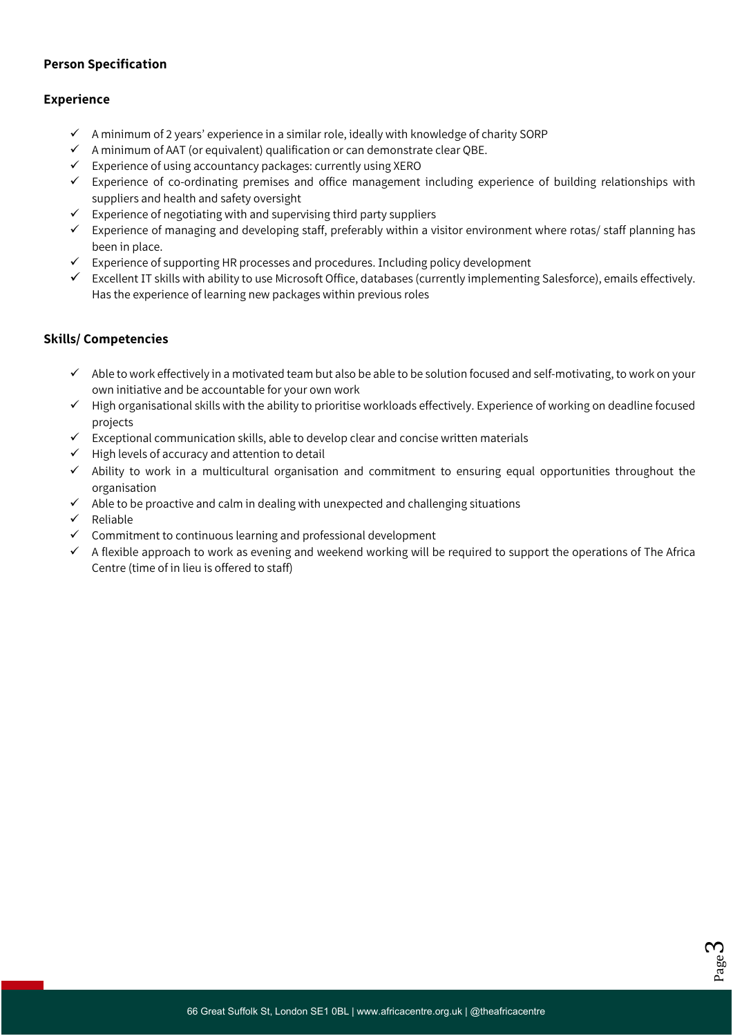## Person Specification

### Experience

- ✓ A minimum of 2 years' experience in a similar role, ideally with knowledge of charity SORP
- ✓ A minimum of AAT (or equivalent) qualification or can demonstrate clear QBE.
- ✓ Experience of using accountancy packages: currently using XERO
- ✓ Experience of co-ordinating premises and office management including experience of building relationships with suppliers and health and safety oversight
- ✓ Experience of negotiating with and supervising third party suppliers
- ✓ Experience of managing and developing staff, preferably within a visitor environment where rotas/ staff planning has been in place.
- ✓ Experience of supporting HR processes and procedures. Including policy development
- ✓ Excellent IT skills with ability to use Microsoft Office, databases (currently implementing Salesforce), emails effectively. Has the experience of learning new packages within previous roles

### Skills/ Competencies

- ✓ Able to work effectively in a motivated team but also be able to be solution focused and self-motivating, to work on your own initiative and be accountable for your own work
- ✓ High organisational skills with the ability to prioritise workloads effectively. Experience of working on deadline focused projects
- ✓ Exceptional communication skills, able to develop clear and concise written materials
- ✓ High levels of accuracy and attention to detail
- ✓ Ability to work in a multicultural organisation and commitment to ensuring equal opportunities throughout the organisation
- ✓ Able to be proactive and calm in dealing with unexpected and challenging situations
- ✓ Reliable
- ✓ Commitment to continuous learning and professional development
- ✓ A flexible approach to work as evening and weekend working will be required to support the operations of The Africa Centre (time of in lieu is offered to staff)